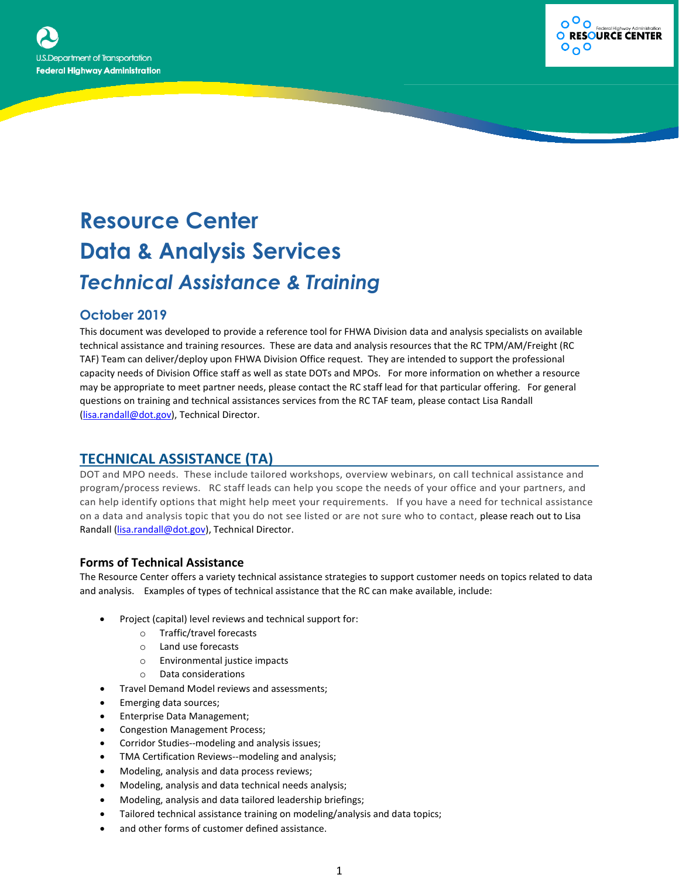# Resource Center
# Data & Analysis Services
## *Technical Assistance & Training*

### October 2019

This document was developed to provide a reference tool for FHWA Division data and analysis specialists on available technical assistance and training resources. These are data and analysis resources that the RC TPM/AM/Freight (RC TAF) Team can deliver/deploy upon FHWA Division Office request. They are intended to support the professional capacity needs of Division Office staff as well as state DOTs and MPOs. For more information on whether a resource may be appropriate to meet partner needs, please contact the RC staff lead for that particular offering. For general questions on training and technical assistances services from the RC TAF team, please contact Lisa Randall (lisa.randall@dot.gov), Technical Director.

## TECHNICAL ASSISTANCE (TA)

DOT and MPO needs. These include tailored workshops, overview webinars, on call technical assistance and program/process reviews. RC staff leads can help you scope the needs of your office and your partners, and can help identify options that might help meet your requirements. If you have a need for technical assistance on a data and analysis topic that you do not see listed or are not sure who to contact, please reach out to Lisa Randall (lisa.randall@dot.gov), Technical Director.

### Forms of Technical Assistance

The Resource Center offers a variety technical assistance strategies to support customer needs on topics related to data and analysis. Examples of types of technical assistance that the RC can make available, include:

- Project (capital) level reviews and technical support for:
  - Traffic/travel forecasts
  - Land use forecasts
  - Environmental justice impacts
  - Data considerations
- Travel Demand Model reviews and assessments;
- Emerging data sources;
- Enterprise Data Management;
- Congestion Management Process;
- Corridor Studies--modeling and analysis issues;
- TMA Certification Reviews--modeling and analysis;
- Modeling, analysis and data process reviews;
- Modeling, analysis and data technical needs analysis;
- Modeling, analysis and data tailored leadership briefings;
- Tailored technical assistance training on modeling/analysis and data topics;
- and other forms of customer defined assistance.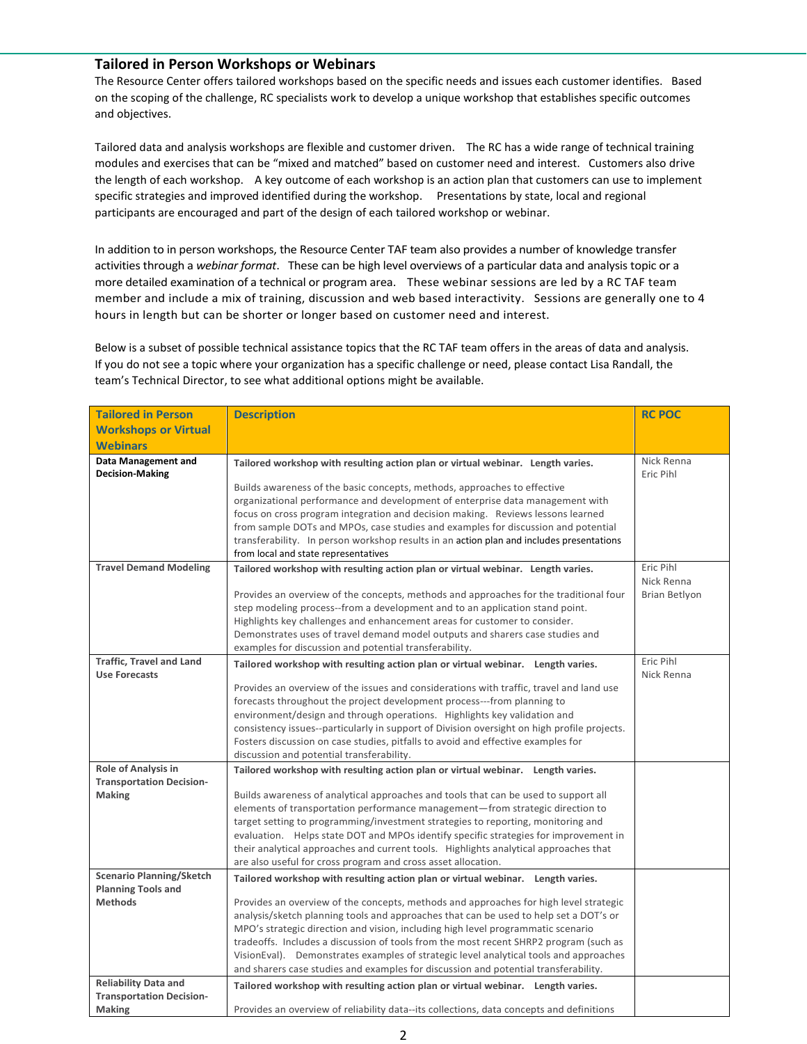## Tailored in Person Workshops or Webinars

The Resource Center offers tailored workshops based on the specific needs and issues each customer identifies. Based on the scoping of the challenge, RC specialists work to develop a unique workshop that establishes specific outcomes and objectives.

Tailored data and analysis workshops are flexible and customer driven. The RC has a wide range of technical training modules and exercises that can be "mixed and matched" based on customer need and interest. Customers also drive the length of each workshop. A key outcome of each workshop is an action plan that customers can use to implement specific strategies and improved identified during the workshop. Presentations by state, local and regional participants are encouraged and part of the design of each tailored workshop or webinar.

In addition to in person workshops, the Resource Center TAF team also provides a number of knowledge transfer activities through a *webinar format*. These can be high level overviews of a particular data and analysis topic or a more detailed examination of a technical or program area. These webinar sessions are led by a RC TAF team member and include a mix of training, discussion and web based interactivity. Sessions are generally one to 4 hours in length but can be shorter or longer based on customer need and interest.

Below is a subset of possible technical assistance topics that the RC TAF team offers in the areas of data and analysis. If you do not see a topic where your organization has a specific challenge or need, please contact Lisa Randall, the team's Technical Director, to see what additional options might be available.

| Tailored in Person Workshops or Virtual Webinars | Description | RC POC |
|---|---|---|
| **Data Management and Decision-Making** | **Tailored workshop with resulting action plan or virtual webinar. Length varies.**<br><br>Builds awareness of the basic concepts, methods, approaches to effective organizational performance and development of enterprise data management with focus on cross program integration and decision making. Reviews lessons learned from sample DOTs and MPOs, case studies and examples for discussion and potential transferability. In person workshop results in an action plan and includes presentations from local and state representatives | Nick Renna<br>Eric Pihl |
| **Travel Demand Modeling** | **Tailored workshop with resulting action plan or virtual webinar. Length varies.**<br><br>Provides an overview of the concepts, methods and approaches for the traditional four step modeling process--from a development and to an application stand point. Highlights key challenges and enhancement areas for customer to consider. Demonstrates uses of travel demand model outputs and sharers case studies and examples for discussion and potential transferability. | Eric Pihl<br>Nick Renna<br>Brian Betlyon |
| **Traffic, Travel and Land Use Forecasts** | **Tailored workshop with resulting action plan or virtual webinar. Length varies.**<br><br>Provides an overview of the issues and considerations with traffic, travel and land use forecasts throughout the project development process---from planning to environment/design and through operations. Highlights key validation and consistency issues--particularly in support of Division oversight on high profile projects. Fosters discussion on case studies, pitfalls to avoid and effective examples for discussion and potential transferability. | Eric Pihl<br>Nick Renna |
| **Role of Analysis in Transportation Decision-Making** | **Tailored workshop with resulting action plan or virtual webinar. Length varies.**<br><br>Builds awareness of analytical approaches and tools that can be used to support all elements of transportation performance management—from strategic direction to target setting to programming/investment strategies to reporting, monitoring and evaluation. Helps state DOT and MPOs identify specific strategies for improvement in their analytical approaches and current tools. Highlights analytical approaches that are also useful for cross program and cross asset allocation. | |
| **Scenario Planning/Sketch Planning Tools and Methods** | **Tailored workshop with resulting action plan or virtual webinar. Length varies.**<br><br>Provides an overview of the concepts, methods and approaches for high level strategic analysis/sketch planning tools and approaches that can be used to help set a DOT's or MPO's strategic direction and vision, including high level programmatic scenario tradeoffs. Includes a discussion of tools from the most recent SHRP2 program (such as VisionEval). Demonstrates examples of strategic level analytical tools and approaches and sharers case studies and examples for discussion and potential transferability. | |
| **Reliability Data and Transportation Decision-Making** | **Tailored workshop with resulting action plan or virtual webinar. Length varies.**<br><br>Provides an overview of reliability data--its collections, data concepts and definitions | |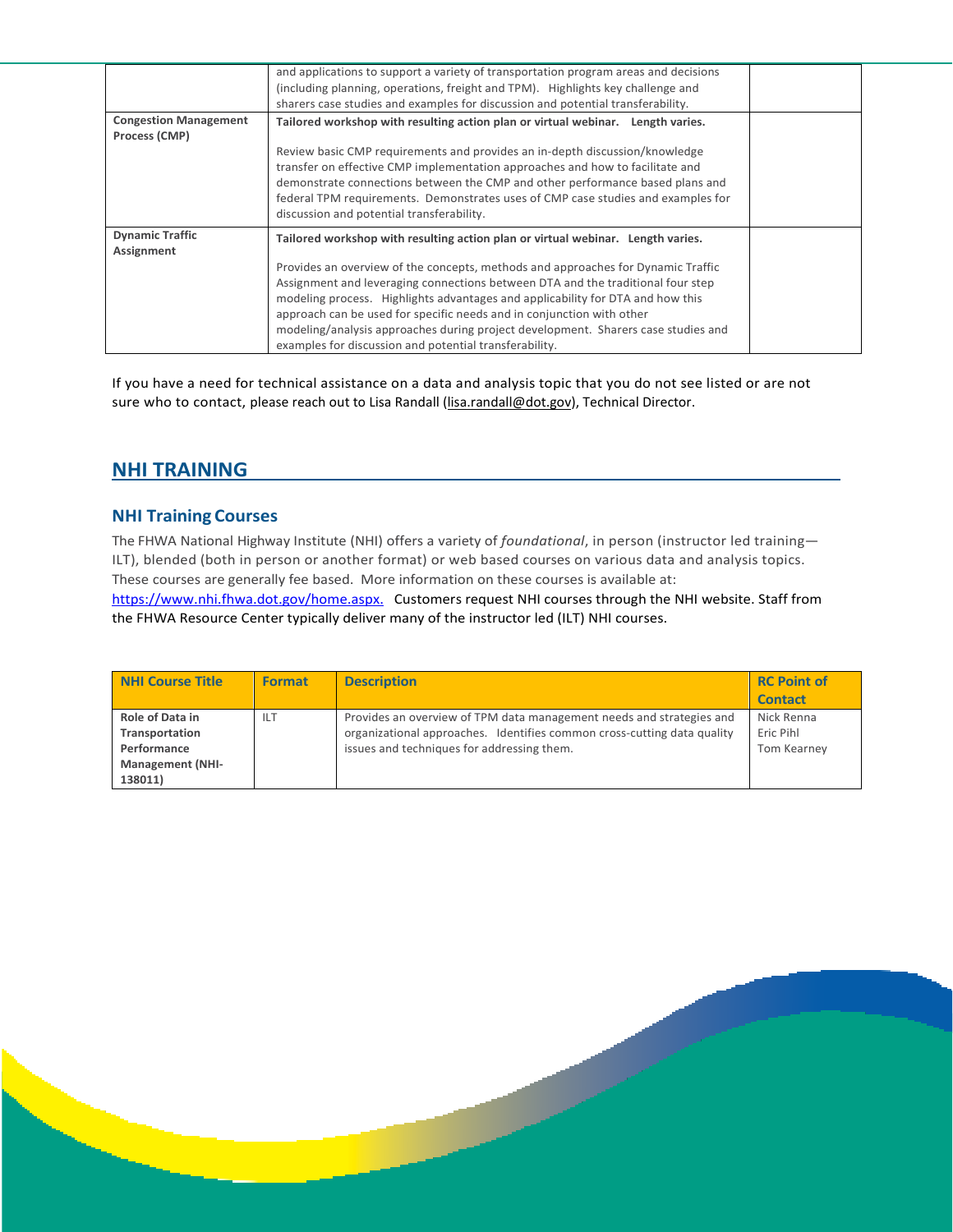| | | |
|---|---|---|
| | and applications to support a variety of transportation program areas and decisions (including planning, operations, freight and TPM). Highlights key challenge and sharers case studies and examples for discussion and potential transferability. | |
| **Congestion Management Process (CMP)** | **Tailored workshop with resulting action plan or virtual webinar. Length varies.**<br><br>Review basic CMP requirements and provides an in-depth discussion/knowledge transfer on effective CMP implementation approaches and how to facilitate and demonstrate connections between the CMP and other performance based plans and federal TPM requirements. Demonstrates uses of CMP case studies and examples for discussion and potential transferability. | |
| **Dynamic Traffic Assignment** | **Tailored workshop with resulting action plan or virtual webinar. Length varies.**<br><br>Provides an overview of the concepts, methods and approaches for Dynamic Traffic Assignment and leveraging connections between DTA and the traditional four step modeling process. Highlights advantages and applicability for DTA and how this approach can be used for specific needs and in conjunction with other modeling/analysis approaches during project development. Sharers case studies and examples for discussion and potential transferability. | |

If you have a need for technical assistance on a data and analysis topic that you do not see listed or are not sure who to contact, please reach out to Lisa Randall (lisa.randall@dot.gov), Technical Director.

## NHI TRAINING

### NHI Training Courses

The FHWA National Highway Institute (NHI) offers a variety of *foundational*, in person (instructor led training—ILT), blended (both in person or another format) or web based courses on various data and analysis topics. These courses are generally fee based. More information on these courses is available at: https://www.nhi.fhwa.dot.gov/home.aspx. Customers request NHI courses through the NHI website. Staff from the FHWA Resource Center typically deliver many of the instructor led (ILT) NHI courses.

| NHI Course Title | Format | Description | RC Point of Contact |
|---|---|---|---|
| **Role of Data in Transportation Performance Management (NHI-138011)** | ILT | Provides an overview of TPM data management needs and strategies and organizational approaches. Identifies common cross-cutting data quality issues and techniques for addressing them. | Nick Renna<br>Eric Pihl<br>Tom Kearney |